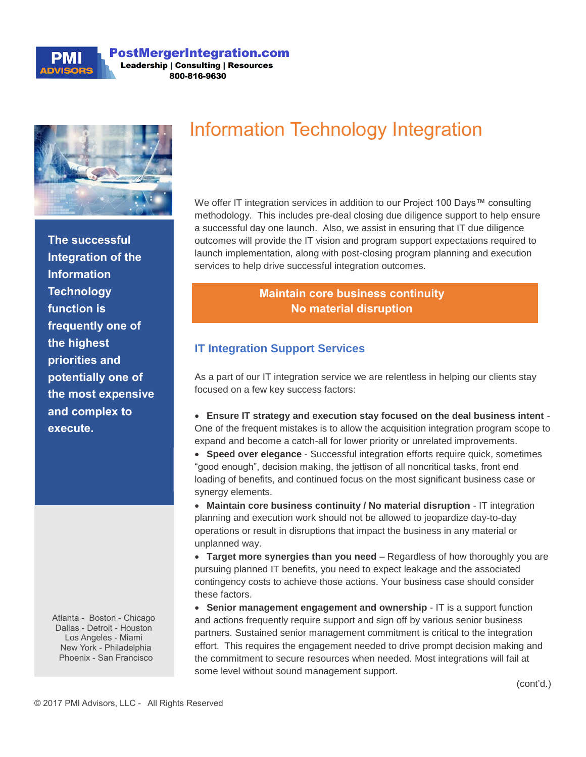**PMI ADVISORS**

**PostMergerIntegration.com**
**Leadership | Consulting | Resources**
**800-816-9630**

# Information Technology Integration

**The successful Integration of the Information Technology function is frequently one of the highest priorities and potentially one of the most expensive and complex to execute.**

Atlanta - Boston - Chicago
Dallas - Detroit - Houston
Los Angeles - Miami
New York - Philadelphia
Phoenix - San Francisco

We offer IT integration services in addition to our Project 100 Days™ consulting methodology. This includes pre-deal closing due diligence support to help ensure a successful day one launch. Also, we assist in ensuring that IT due diligence outcomes will provide the IT vision and program support expectations required to launch implementation, along with post-closing program planning and execution services to help drive successful integration outcomes.

**Maintain core business continuity**
**No material disruption**

## IT Integration Support Services

As a part of our IT integration service we are relentless in helping our clients stay focused on a few key success factors:

- **Ensure IT strategy and execution stay focused on the deal business intent** - One of the frequent mistakes is to allow the acquisition integration program scope to expand and become a catch-all for lower priority or unrelated improvements.
- **Speed over elegance** - Successful integration efforts require quick, sometimes "good enough", decision making, the jettison of all noncritical tasks, front end loading of benefits, and continued focus on the most significant business case or synergy elements.
- **Maintain core business continuity / No material disruption** - IT integration planning and execution work should not be allowed to jeopardize day-to-day operations or result in disruptions that impact the business in any material or unplanned way.
- **Target more synergies than you need** – Regardless of how thoroughly you are pursuing planned IT benefits, you need to expect leakage and the associated contingency costs to achieve those actions. Your business case should consider these factors.
- **Senior management engagement and ownership** - IT is a support function and actions frequently require support and sign off by various senior business partners. Sustained senior management commitment is critical to the integration effort. This requires the engagement needed to drive prompt decision making and the commitment to secure resources when needed. Most integrations will fail at some level without sound management support.

(cont'd.)

© 2017 PMI Advisors, LLC - All Rights Reserved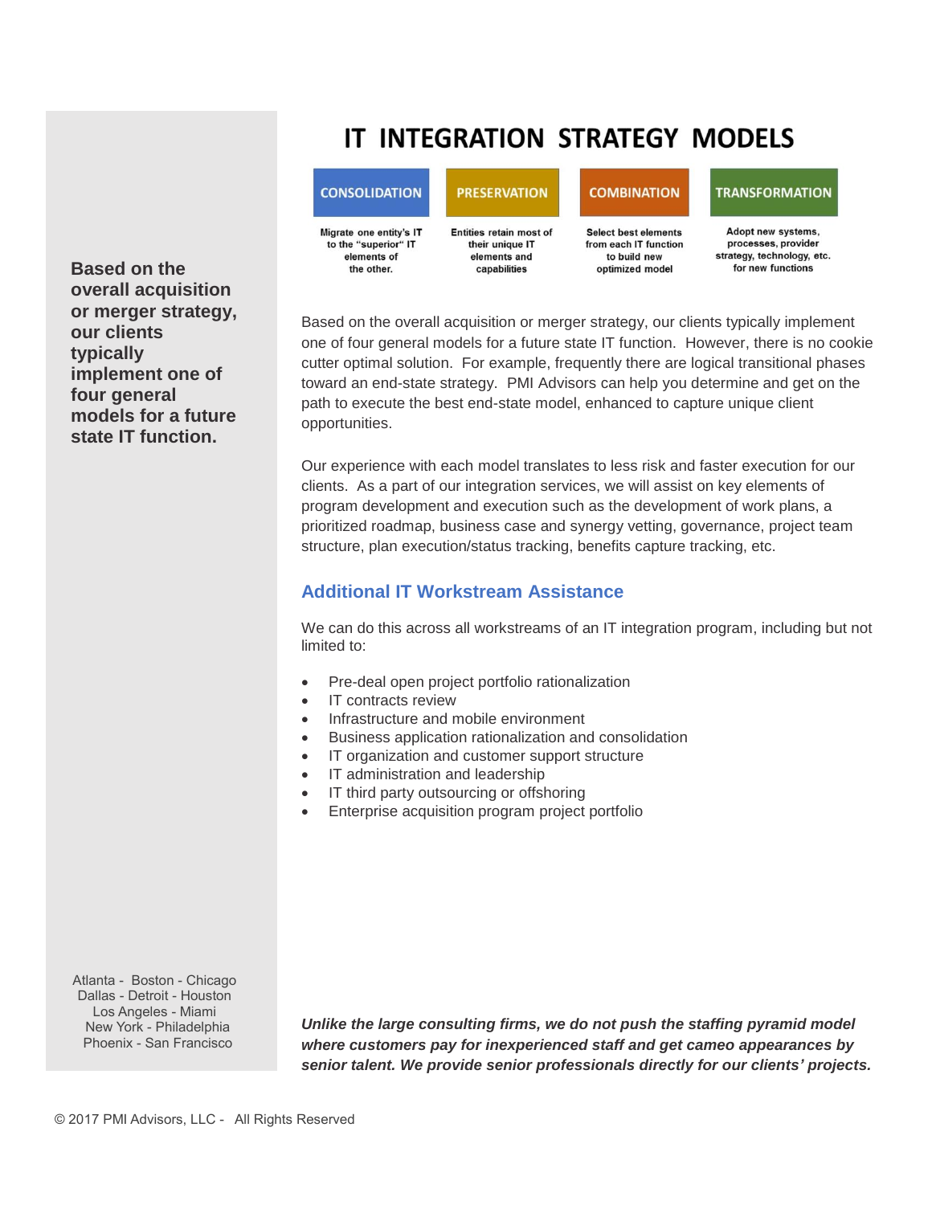Based on the overall acquisition or merger strategy, our clients typically implement one of four general models for a future state IT function.

# IT INTEGRATION STRATEGY MODELS

| CONSOLIDATION | PRESERVATION | COMBINATION | TRANSFORMATION |
| --- | --- | --- | --- |
| Migrate one entity's IT to the "superior" IT elements of the other. | Entities retain most of their unique IT elements and capabilities | Select best elements from each IT function to build new optimized model | Adopt new systems, processes, provider strategy, technology, etc. for new functions |

Based on the overall acquisition or merger strategy, our clients typically implement one of four general models for a future state IT function. However, there is no cookie cutter optimal solution. For example, frequently there are logical transitional phases toward an end-state strategy. PMI Advisors can help you determine and get on the path to execute the best end-state model, enhanced to capture unique client opportunities.

Our experience with each model translates to less risk and faster execution for our clients. As a part of our integration services, we will assist on key elements of program development and execution such as the development of work plans, a prioritized roadmap, business case and synergy vetting, governance, project team structure, plan execution/status tracking, benefits capture tracking, etc.

## Additional IT Workstream Assistance

We can do this across all workstreams of an IT integration program, including but not limited to:

- Pre-deal open project portfolio rationalization
- IT contracts review
- Infrastructure and mobile environment
- Business application rationalization and consolidation
- IT organization and customer support structure
- IT administration and leadership
- IT third party outsourcing or offshoring
- Enterprise acquisition program project portfolio

Atlanta - Boston - Chicago
Dallas - Detroit - Houston
Los Angeles - Miami
New York - Philadelphia
Phoenix - San Francisco

***Unlike the large consulting firms, we do not push the staffing pyramid model where customers pay for inexperienced staff and get cameo appearances by senior talent. We provide senior professionals directly for our clients' projects.***

© 2017 PMI Advisors, LLC - All Rights Reserved